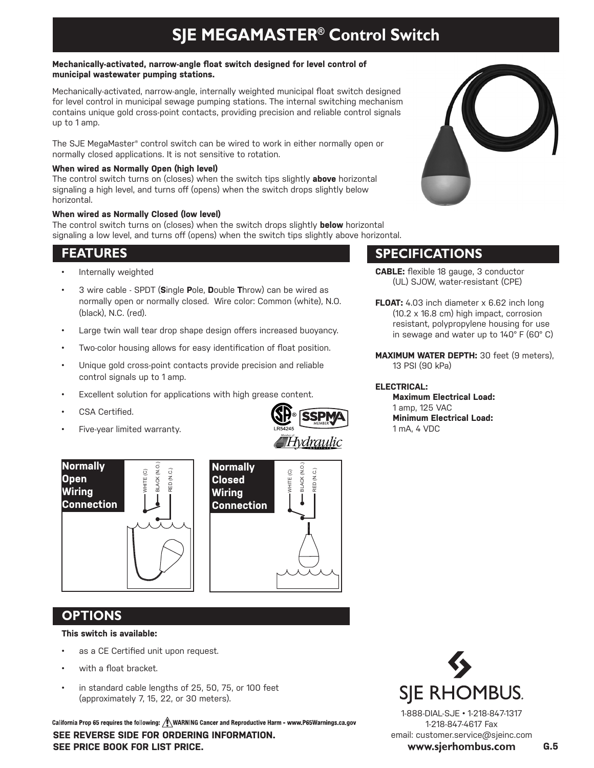# SJE MEGAMASTER® Control Switch

**Mechanically-activated, narrow-angle float switch designed for level control of municipal wastewater pumping stations.**

Mechanically-activated, narrow-angle, internally weighted municipal float switch designed for level control in municipal sewage pumping stations. The internal switching mechanism contains unique gold cross-point contacts, providing precision and reliable control signals up to 1 amp.

The SJE MegaMaster® control switch can be wired to work in either normally open or normally closed applications. It is not sensitive to rotation.

**When wired as Normally Open (high level)**
The control switch turns on (closes) when the switch tips slightly **above** horizontal signaling a high level, and turns off (opens) when the switch drops slightly below horizontal.

**When wired as Normally Closed (low level)**
The control switch turns on (closes) when the switch drops slightly **below** horizontal signaling a low level, and turns off (opens) when the switch tips slightly above horizontal.

## FEATURES

- Internally weighted
- 3 wire cable - SPDT (**S**ingle **P**ole, **D**ouble **T**hrow) can be wired as normally open or normally closed. Wire color: Common (white), N.O. (black), N.C. (red).
- Large twin wall tear drop shape design offers increased buoyancy.
- Two-color housing allows for easy identification of float position.
- Unique gold cross-point contacts provide precision and reliable control signals up to 1 amp.
- Excellent solution for applications with high grease content.
- CSA Certified.
- Five-year limited warranty.

LR54245

**Normally Open Wiring Connection**

WHITE (C) BLACK (N.O.) RED (N.C.)

**Normally Closed Wiring Connection**

WHITE (C) BLACK (N.O.) RED (N.C.)

## SPECIFICATIONS

**CABLE:** flexible 18 gauge, 3 conductor (UL) SJOW, water-resistant (CPE)

**FLOAT:** 4.03 inch diameter x 6.62 inch long (10.2 x 16.8 cm) high impact, corrosion resistant, polypropylene housing for use in sewage and water up to 140° F (60° C)

**MAXIMUM WATER DEPTH:** 30 feet (9 meters), 13 PSI (90 kPa)

**ELECTRICAL:**
**Maximum Electrical Load:**
1 amp, 125 VAC
**Minimum Electrical Load:**
1 mA, 4 VDC

## OPTIONS

**This switch is available:**

- as a CE Certified unit upon request.
- with a float bracket.
- in standard cable lengths of 25, 50, 75, or 100 feet (approximately 7, 15, 22, or 30 meters).

California Prop 65 requires the following: ⚠ WARNING Cancer and Reproductive Harm - www.P65Warnings.ca.gov

**SEE REVERSE SIDE FOR ORDERING INFORMATION.**
**SEE PRICE BOOK FOR LIST PRICE.**

SJE RHOMBUS®

1-888-DIAL-SJE • 1-218-847-1317
1-218-847-4617 Fax
email: customer.service@sjeinc.com
**www.sjerhombus.com**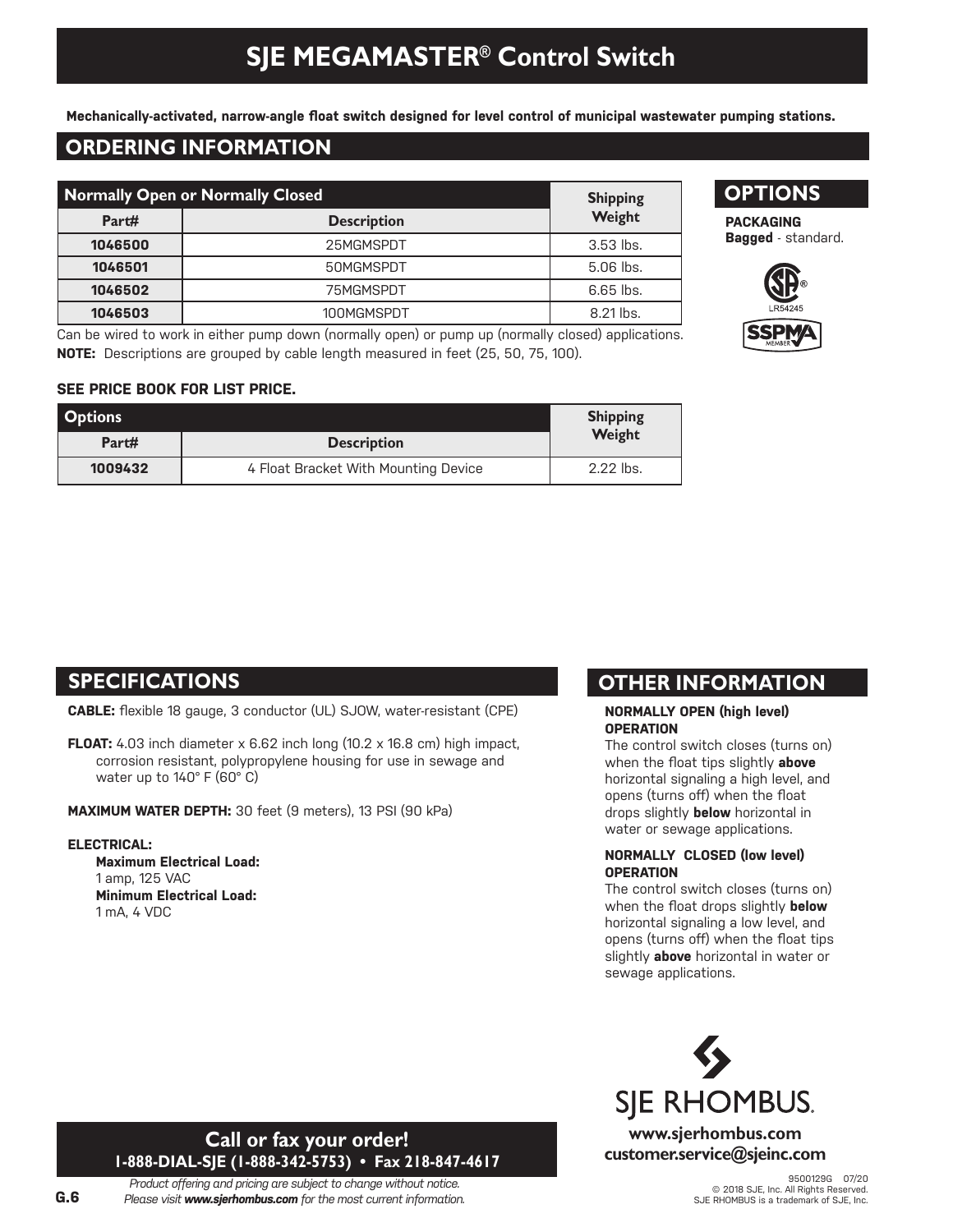# SJE MEGAMASTER® Control Switch

**Mechanically-activated, narrow-angle float switch designed for level control of municipal wastewater pumping stations.**

## ORDERING INFORMATION

| Normally Open or Normally Closed | | Shipping Weight |
|---|---|---|
| **Part#** | **Description** | |
| **1046500** | 25MGMSPDT | 3.53 lbs. |
| **1046501** | 50MGMSPDT | 5.06 lbs. |
| **1046502** | 75MGMSPDT | 6.65 lbs. |
| **1046503** | 100MGMSPDT | 8.21 lbs. |

Can be wired to work in either pump down (normally open) or pump up (normally closed) applications.
**NOTE:** Descriptions are grouped by cable length measured in feet (25, 50, 75, 100).

**SEE PRICE BOOK FOR LIST PRICE.**

| Options | | Shipping Weight |
|---|---|---|
| **Part#** | **Description** | |
| **1009432** | 4 Float Bracket With Mounting Device | 2.22 lbs. |

## OPTIONS

**PACKAGING**
**Bagged** - standard.

LR54245

## SPECIFICATIONS

**CABLE:** flexible 18 gauge, 3 conductor (UL) SJOW, water-resistant (CPE)

**FLOAT:** 4.03 inch diameter x 6.62 inch long (10.2 x 16.8 cm) high impact, corrosion resistant, polypropylene housing for use in sewage and water up to 140° F (60° C)

**MAXIMUM WATER DEPTH:** 30 feet (9 meters), 13 PSI (90 kPa)

**ELECTRICAL:**
**Maximum Electrical Load:**
1 amp, 125 VAC
**Minimum Electrical Load:**
1 mA, 4 VDC

## OTHER INFORMATION

**NORMALLY OPEN (high level) OPERATION**
The control switch closes (turns on) when the float tips slightly **above** horizontal signaling a high level, and opens (turns off) when the float drops slightly **below** horizontal in water or sewage applications.

**NORMALLY CLOSED (low level) OPERATION**
The control switch closes (turns on) when the float drops slightly **below** horizontal signaling a low level, and opens (turns off) when the float tips slightly **above** horizontal in water or sewage applications.

**Call or fax your order!**
**1-888-DIAL-SJE (1-888-342-5753) • Fax 218-847-4617**

*Product offering and pricing are subject to change without notice.*
*Please visit **www.sjerhombus.com** for the most current information.*

SJE RHOMBUS.
**www.sjerhombus.com**
**customer.service@sjeinc.com**

9500129G 07/20
© 2018 SJE, Inc. All Rights Reserved.
SJE RHOMBUS is a trademark of SJE, Inc.